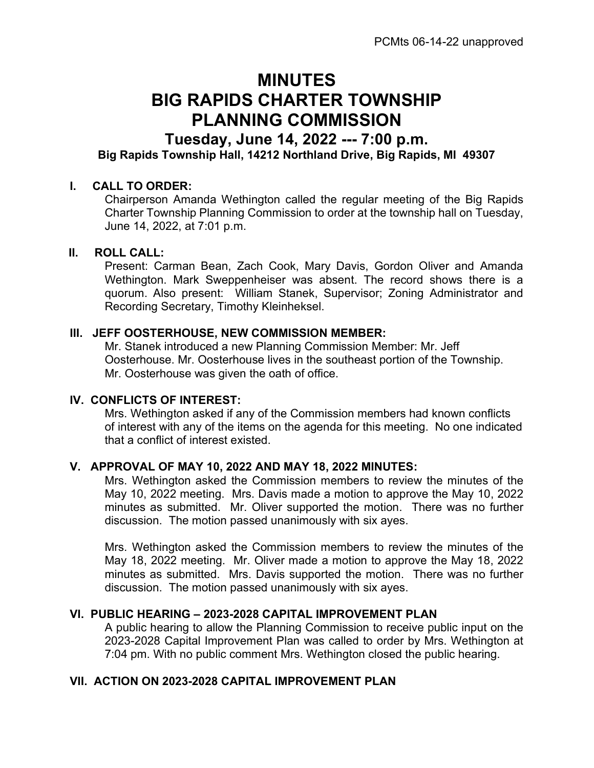PCMts 06-14-22 unapproved

# MINUTES
# BIG RAPIDS CHARTER TOWNSHIP PLANNING COMMISSION
## Tuesday, June 14, 2022 --- 7:00 p.m.
### Big Rapids Township Hall, 14212 Northland Drive, Big Rapids, MI 49307

**I. CALL TO ORDER:**

Chairperson Amanda Wethington called the regular meeting of the Big Rapids Charter Township Planning Commission to order at the township hall on Tuesday, June 14, 2022, at 7:01 p.m.

**II. ROLL CALL:**

Present: Carman Bean, Zach Cook, Mary Davis, Gordon Oliver and Amanda Wethington. Mark Sweppenheiser was absent. The record shows there is a quorum. Also present: William Stanek, Supervisor; Zoning Administrator and Recording Secretary, Timothy Kleinheksel.

**III. JEFF OOSTERHOUSE, NEW COMMISSION MEMBER:**

Mr. Stanek introduced a new Planning Commission Member: Mr. Jeff Oosterhouse. Mr. Oosterhouse lives in the southeast portion of the Township. Mr. Oosterhouse was given the oath of office.

**IV. CONFLICTS OF INTEREST:**

Mrs. Wethington asked if any of the Commission members had known conflicts of interest with any of the items on the agenda for this meeting. No one indicated that a conflict of interest existed.

**V. APPROVAL OF MAY 10, 2022 AND MAY 18, 2022 MINUTES:**

Mrs. Wethington asked the Commission members to review the minutes of the May 10, 2022 meeting. Mrs. Davis made a motion to approve the May 10, 2022 minutes as submitted. Mr. Oliver supported the motion. There was no further discussion. The motion passed unanimously with six ayes.

Mrs. Wethington asked the Commission members to review the minutes of the May 18, 2022 meeting. Mr. Oliver made a motion to approve the May 18, 2022 minutes as submitted. Mrs. Davis supported the motion. There was no further discussion. The motion passed unanimously with six ayes.

**VI. PUBLIC HEARING – 2023-2028 CAPITAL IMPROVEMENT PLAN**

A public hearing to allow the Planning Commission to receive public input on the 2023-2028 Capital Improvement Plan was called to order by Mrs. Wethington at 7:04 pm. With no public comment Mrs. Wethington closed the public hearing.

**VII. ACTION ON 2023-2028 CAPITAL IMPROVEMENT PLAN**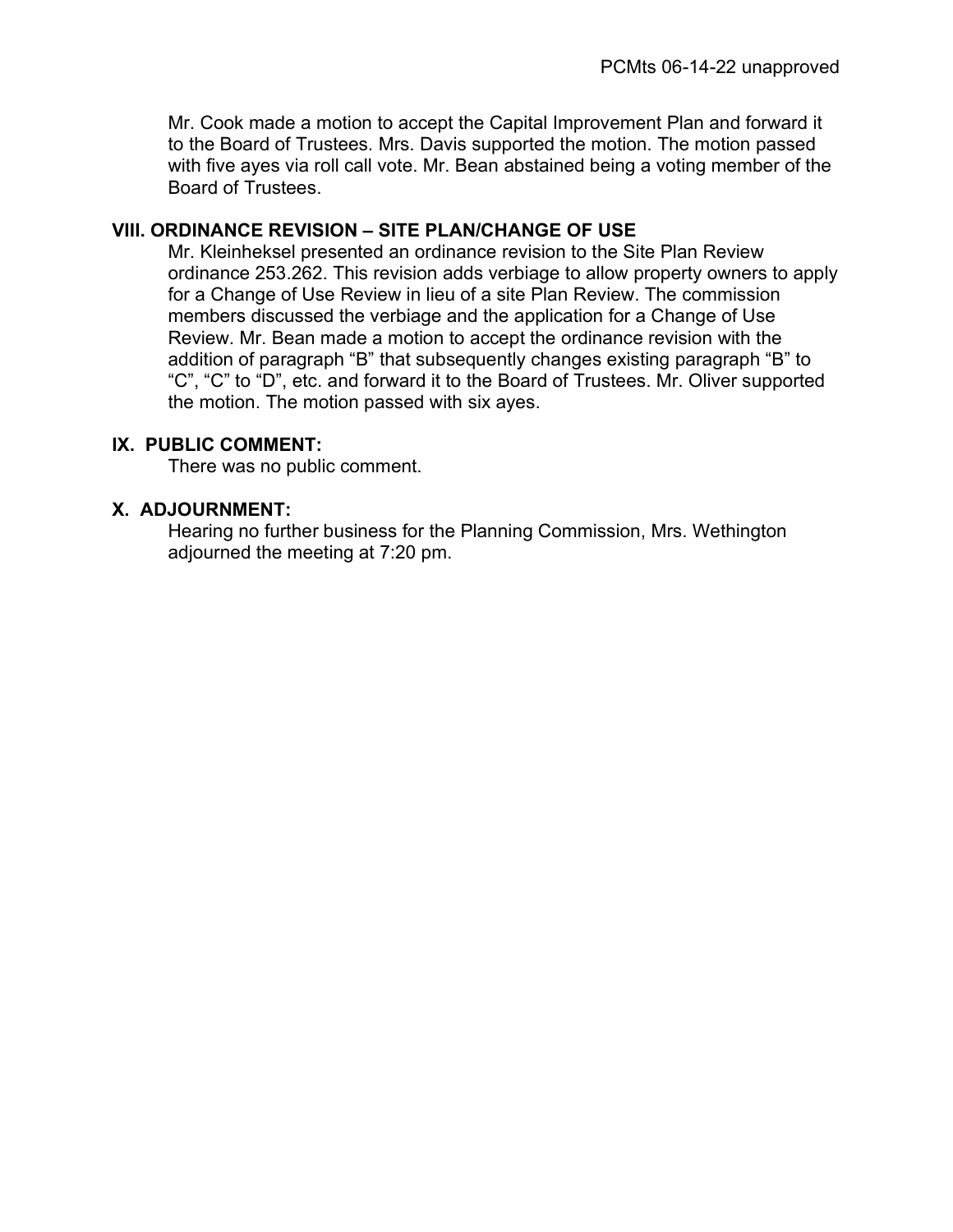Mr. Cook made a motion to accept the Capital Improvement Plan and forward it to the Board of Trustees. Mrs. Davis supported the motion. The motion passed with five ayes via roll call vote. Mr. Bean abstained being a voting member of the Board of Trustees.

## VIII. ORDINANCE REVISION – SITE PLAN/CHANGE OF USE

Mr. Kleinheksel presented an ordinance revision to the Site Plan Review ordinance 253.262. This revision adds verbiage to allow property owners to apply for a Change of Use Review in lieu of a site Plan Review. The commission members discussed the verbiage and the application for a Change of Use Review. Mr. Bean made a motion to accept the ordinance revision with the addition of paragraph "B" that subsequently changes existing paragraph "B" to "C", "C" to "D", etc. and forward it to the Board of Trustees. Mr. Oliver supported the motion. The motion passed with six ayes.

## IX. PUBLIC COMMENT:

There was no public comment.

## X. ADJOURNMENT:

Hearing no further business for the Planning Commission, Mrs. Wethington adjourned the meeting at 7:20 pm.